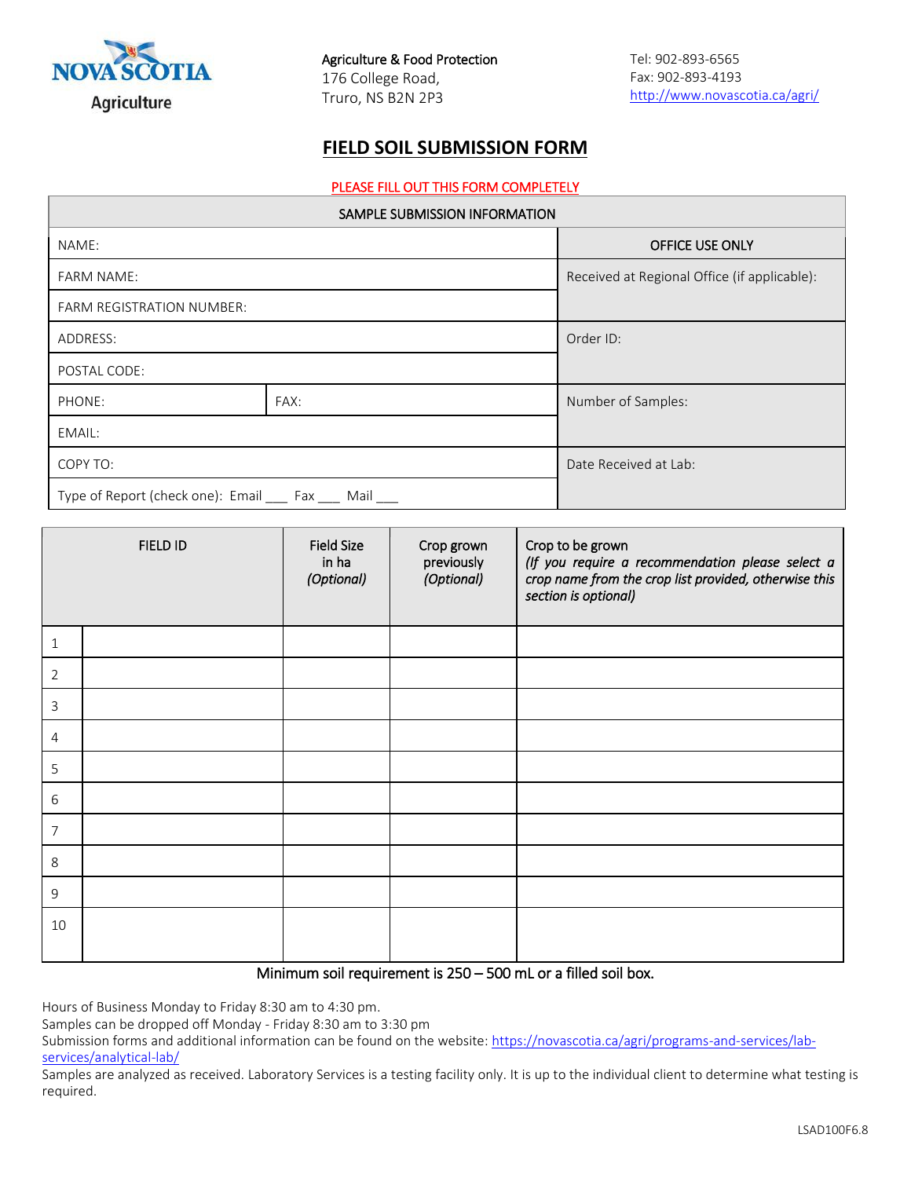Nova Scotia Agriculture

Agriculture & Food Protection
176 College Road,
Truro, NS B2N 2P3

Tel: 902-893-6565
Fax: 902-893-4193
http://www.novascotia.ca/agri/

# FIELD SOIL SUBMISSION FORM

PLEASE FILL OUT THIS FORM COMPLETELY

| SAMPLE SUBMISSION INFORMATION | | |
|---|---|---|
| NAME: | | OFFICE USE ONLY |
| FARM NAME: | | Received at Regional Office (if applicable): |
| FARM REGISTRATION NUMBER: | | |
| ADDRESS: | | Order ID: |
| POSTAL CODE: | | |
| PHONE: | FAX: | Number of Samples: |
| EMAIL: | | |
| COPY TO: | | Date Received at Lab: |
| Type of Report (check one): Email ___ Fax ___ Mail ___ | | |

| FIELD ID | | Field Size in ha *(Optional)* | Crop grown previously *(Optional)* | Crop to be grown *(If you require a recommendation please select a crop name from the crop list provided, otherwise this section is optional)* |
|---|---|---|---|---|
| 1 | | | | |
| 2 | | | | |
| 3 | | | | |
| 4 | | | | |
| 5 | | | | |
| 6 | | | | |
| 7 | | | | |
| 8 | | | | |
| 9 | | | | |
| 10 | | | | |

Minimum soil requirement is 250 – 500 mL or a filled soil box.

Hours of Business Monday to Friday 8:30 am to 4:30 pm.
Samples can be dropped off Monday - Friday 8:30 am to 3:30 pm
Submission forms and additional information can be found on the website: https://novascotia.ca/agri/programs-and-services/lab-services/analytical-lab/
Samples are analyzed as received. Laboratory Services is a testing facility only. It is up to the individual client to determine what testing is required.

LSAD100F6.8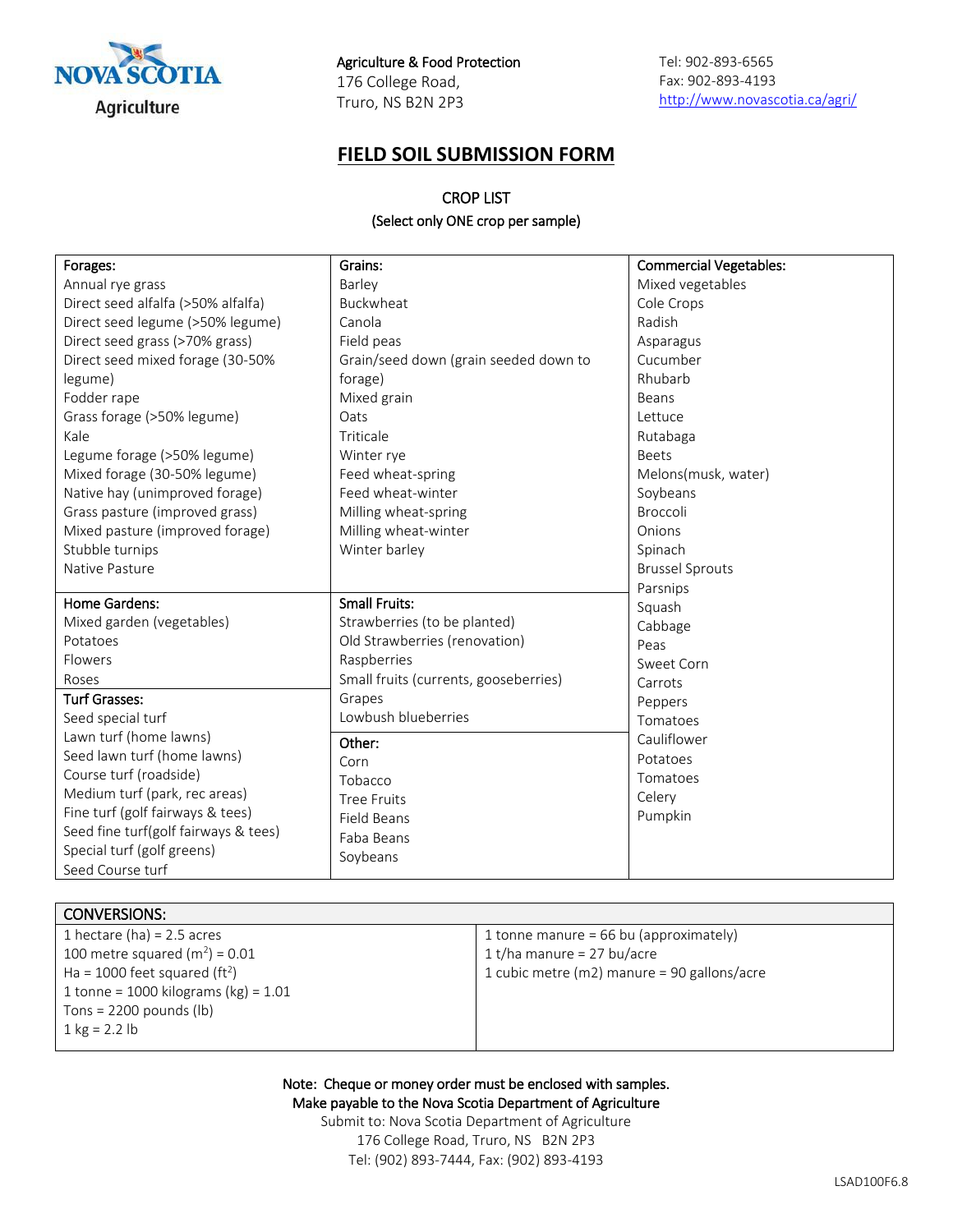Agriculture & Food Protection
176 College Road,
Truro, NS B2N 2P3

Tel: 902-893-6565
Fax: 902-893-4193
http://www.novascotia.ca/agri/

# FIELD SOIL SUBMISSION FORM

## CROP LIST

(Select only ONE crop per sample)

| Forages: | Grains: | Commercial Vegetables: |
|---|---|---|
| Annual rye grass<br>Direct seed alfalfa (>50% alfalfa)<br>Direct seed legume (>50% legume)<br>Direct seed grass (>70% grass)<br>Direct seed mixed forage (30-50% legume)<br>Fodder rape<br>Grass forage (>50% legume)<br>Kale<br>Legume forage (>50% legume)<br>Mixed forage (30-50% legume)<br>Native hay (unimproved forage)<br>Grass pasture (improved grass)<br>Mixed pasture (improved forage)<br>Stubble turnips<br>Native Pasture | Barley<br>Buckwheat<br>Canola<br>Field peas<br>Grain/seed down (grain seeded down to forage)<br>Mixed grain<br>Oats<br>Triticale<br>Winter rye<br>Feed wheat-spring<br>Feed wheat-winter<br>Milling wheat-spring<br>Milling wheat-winter<br>Winter barley | Mixed vegetables<br>Cole Crops<br>Radish<br>Asparagus<br>Cucumber<br>Rhubarb<br>Beans<br>Lettuce<br>Rutabaga<br>Beets<br>Melons(musk, water)<br>Soybeans<br>Broccoli<br>Onions<br>Spinach<br>Brussel Sprouts<br>Parsnips<br>Squash<br>Cabbage<br>Peas<br>Sweet Corn<br>Carrots<br>Peppers<br>Tomatoes<br>Cauliflower<br>Potatoes<br>Tomatoes<br>Celery<br>Pumpkin |
| **Home Gardens:**<br>Mixed garden (vegetables)<br>Potatoes<br>Flowers<br>Roses | **Small Fruits:**<br>Strawberries (to be planted)<br>Old Strawberries (renovation)<br>Raspberries<br>Small fruits (currents, gooseberries)<br>Grapes<br>Lowbush blueberries | |
| **Turf Grasses:**<br>Seed special turf<br>Lawn turf (home lawns)<br>Seed lawn turf (home lawns)<br>Course turf (roadside)<br>Medium turf (park, rec areas)<br>Fine turf (golf fairways & tees)<br>Seed fine turf(golf fairways & tees)<br>Special turf (golf greens)<br>Seed Course turf | **Other:**<br>Corn<br>Tobacco<br>Tree Fruits<br>Field Beans<br>Faba Beans<br>Soybeans | |

| CONVERSIONS: | |
|---|---|
| 1 hectare (ha) = 2.5 acres<br>100 metre squared ($m^2$) = 0.01<br>Ha = 1000 feet squared ($ft^2$)<br>1 tonne = 1000 kilograms (kg) = 1.01<br>Tons = 2200 pounds (lb)<br>1 kg = 2.2 lb | 1 tonne manure = 66 bu (approximately)<br>1 t/ha manure = 27 bu/acre<br>1 cubic metre (m2) manure = 90 gallons/acre |

**Note: Cheque or money order must be enclosed with samples.**
**Make payable to the Nova Scotia Department of Agriculture**
Submit to: Nova Scotia Department of Agriculture
176 College Road, Truro, NS B2N 2P3
Tel: (902) 893-7444, Fax: (902) 893-4193

LSAD100F6.8